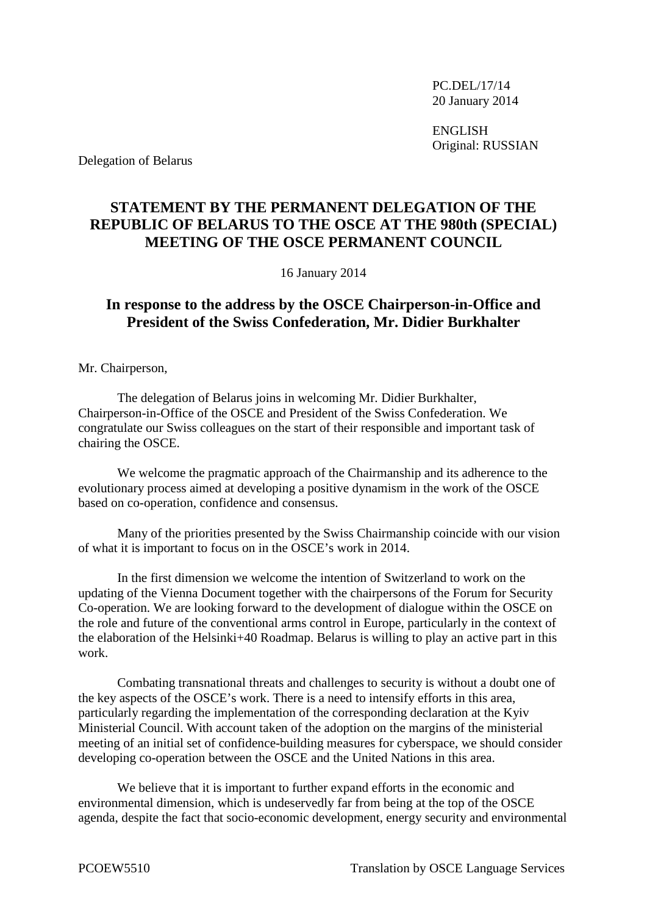PC.DEL/17/14
20 January 2014

ENGLISH
Original: RUSSIAN

Delegation of Belarus

# STATEMENT BY THE PERMANENT DELEGATION OF THE REPUBLIC OF BELARUS TO THE OSCE AT THE 980th (SPECIAL) MEETING OF THE OSCE PERMANENT COUNCIL

16 January 2014

## In response to the address by the OSCE Chairperson-in-Office and President of the Swiss Confederation, Mr. Didier Burkhalter

Mr. Chairperson,

The delegation of Belarus joins in welcoming Mr. Didier Burkhalter, Chairperson-in-Office of the OSCE and President of the Swiss Confederation. We congratulate our Swiss colleagues on the start of their responsible and important task of chairing the OSCE.

We welcome the pragmatic approach of the Chairmanship and its adherence to the evolutionary process aimed at developing a positive dynamism in the work of the OSCE based on co-operation, confidence and consensus.

Many of the priorities presented by the Swiss Chairmanship coincide with our vision of what it is important to focus on in the OSCE's work in 2014.

In the first dimension we welcome the intention of Switzerland to work on the updating of the Vienna Document together with the chairpersons of the Forum for Security Co-operation. We are looking forward to the development of dialogue within the OSCE on the role and future of the conventional arms control in Europe, particularly in the context of the elaboration of the Helsinki+40 Roadmap. Belarus is willing to play an active part in this work.

Combating transnational threats and challenges to security is without a doubt one of the key aspects of the OSCE's work. There is a need to intensify efforts in this area, particularly regarding the implementation of the corresponding declaration at the Kyiv Ministerial Council. With account taken of the adoption on the margins of the ministerial meeting of an initial set of confidence-building measures for cyberspace, we should consider developing co-operation between the OSCE and the United Nations in this area.

We believe that it is important to further expand efforts in the economic and environmental dimension, which is undeservedly far from being at the top of the OSCE agenda, despite the fact that socio-economic development, energy security and environmental

PCOEW5510 Translation by OSCE Language Services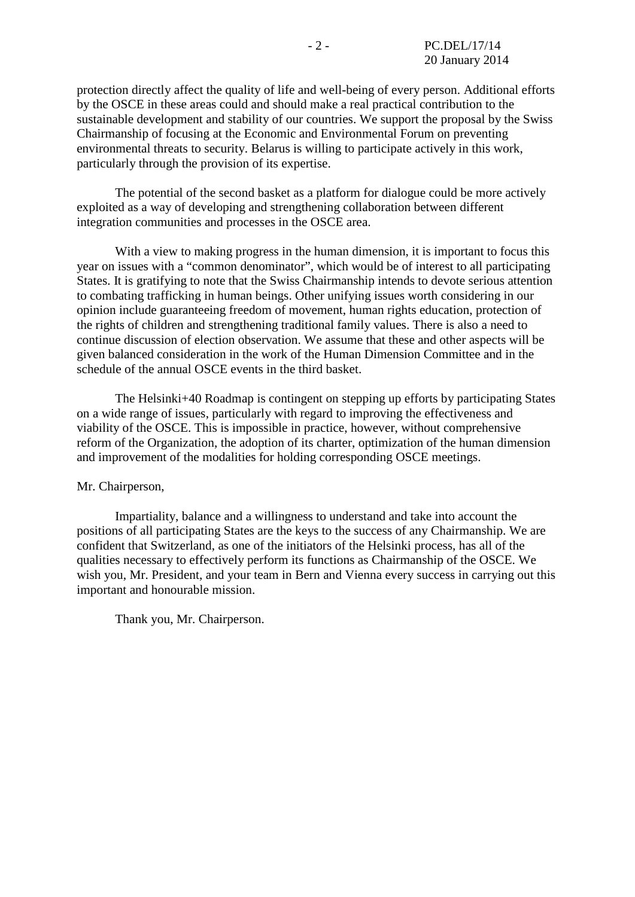protection directly affect the quality of life and well-being of every person. Additional efforts by the OSCE in these areas could and should make a real practical contribution to the sustainable development and stability of our countries. We support the proposal by the Swiss Chairmanship of focusing at the Economic and Environmental Forum on preventing environmental threats to security. Belarus is willing to participate actively in this work, particularly through the provision of its expertise.

The potential of the second basket as a platform for dialogue could be more actively exploited as a way of developing and strengthening collaboration between different integration communities and processes in the OSCE area.

With a view to making progress in the human dimension, it is important to focus this year on issues with a "common denominator", which would be of interest to all participating States. It is gratifying to note that the Swiss Chairmanship intends to devote serious attention to combating trafficking in human beings. Other unifying issues worth considering in our opinion include guaranteeing freedom of movement, human rights education, protection of the rights of children and strengthening traditional family values. There is also a need to continue discussion of election observation. We assume that these and other aspects will be given balanced consideration in the work of the Human Dimension Committee and in the schedule of the annual OSCE events in the third basket.

The Helsinki+40 Roadmap is contingent on stepping up efforts by participating States on a wide range of issues, particularly with regard to improving the effectiveness and viability of the OSCE. This is impossible in practice, however, without comprehensive reform of the Organization, the adoption of its charter, optimization of the human dimension and improvement of the modalities for holding corresponding OSCE meetings.

Mr. Chairperson,

Impartiality, balance and a willingness to understand and take into account the positions of all participating States are the keys to the success of any Chairmanship. We are confident that Switzerland, as one of the initiators of the Helsinki process, has all of the qualities necessary to effectively perform its functions as Chairmanship of the OSCE. We wish you, Mr. President, and your team in Bern and Vienna every success in carrying out this important and honourable mission.

Thank you, Mr. Chairperson.